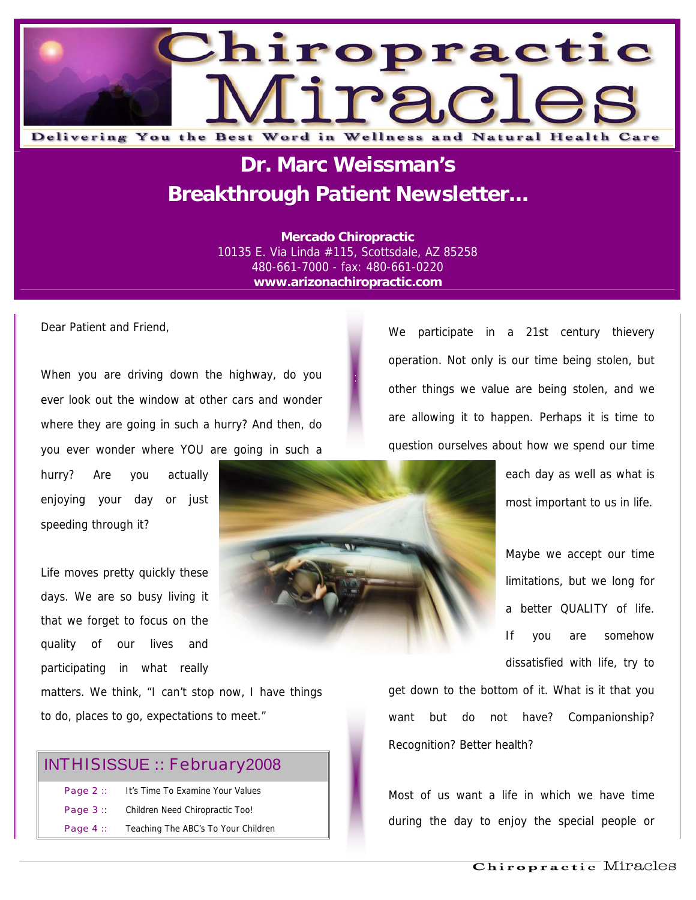# Chiropractic Miracles

Delivering You the Best Word in Wellness and Natural Health Care

## Dr. Marc Weissman's Breakthrough Patient Newsletter…

**Mercado Chiropractic**
10135 E. Via Linda #115, Scottsdale, AZ 85258
480-661-7000 - fax: 480-661-0220
**www.arizonachiropractic.com**

Dear Patient and Friend,

When you are driving down the highway, do you ever look out the window at other cars and wonder where they are going in such a hurry? And then, do you ever wonder where YOU are going in such a hurry? Are you actually enjoying your day or just speeding through it?

Life moves pretty quickly these days. We are so busy living it that we forget to focus on the quality of our lives and participating in what really matters. We think, "I can't stop now, I have things to do, places to go, expectations to meet."

| IN THIS ISSUE :: February 2008 | |
|---|---|
| Page 2 :: | It's Time To Examine Your Values |
| Page 3 :: | Children Need Chiropractic Too! |
| Page 4 :: | Teaching The ABC's To Your Children |

We participate in a 21st century thievery operation. Not only is our time being stolen, but other things we value are being stolen, and we are allowing it to happen. Perhaps it is time to question ourselves about how we spend our time each day as well as what is most important to us in life.

Maybe we accept our time limitations, but we long for a better QUALITY of life. If you are somehow dissatisfied with life, try to get down to the bottom of it. What is it that you want but do not have? Companionship? Recognition? Better health?

Most of us want a life in which we have time during the day to enjoy the special people or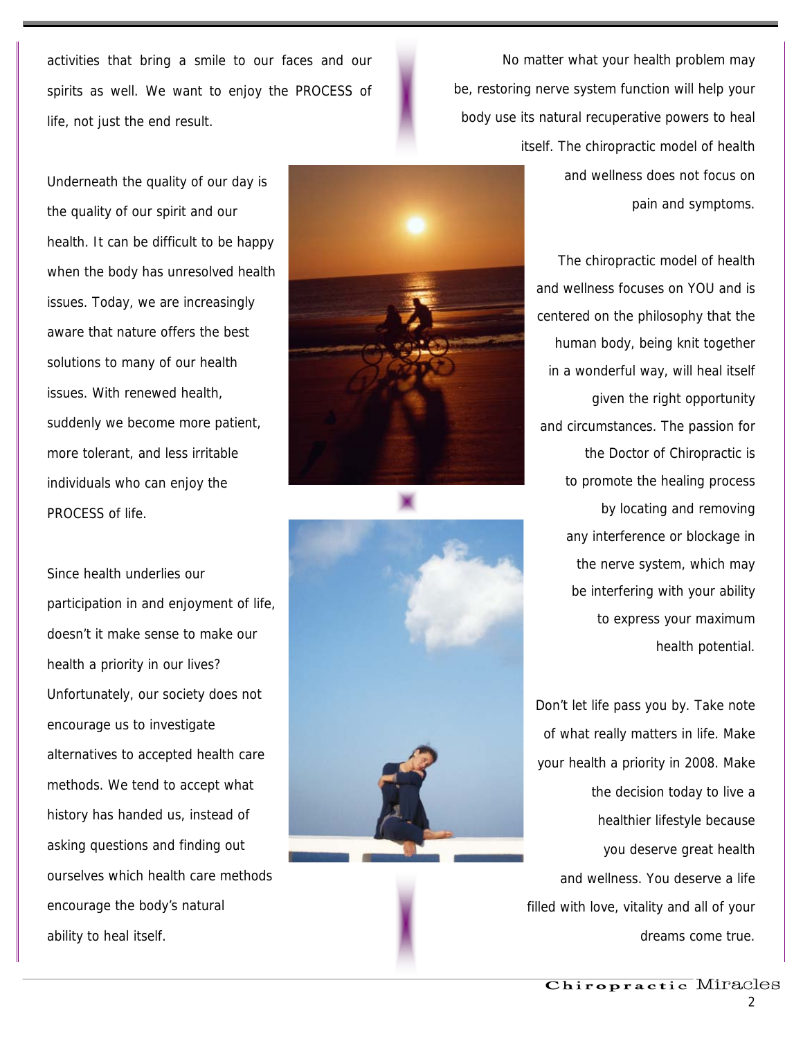activities that bring a smile to our faces and our spirits as well. We want to enjoy the PROCESS of life, not just the end result.

Underneath the quality of our day is the quality of our spirit and our health. It can be difficult to be happy when the body has unresolved health issues. Today, we are increasingly aware that nature offers the best solutions to many of our health issues. With renewed health, suddenly we become more patient, more tolerant, and less irritable individuals who can enjoy the PROCESS of life.

Since health underlies our participation in and enjoyment of life, doesn't it make sense to make our health a priority in our lives? Unfortunately, our society does not encourage us to investigate alternatives to accepted health care methods. We tend to accept what history has handed us, instead of asking questions and finding out ourselves which health care methods encourage the body's natural ability to heal itself.

No matter what your health problem may be, restoring nerve system function will help your body use its natural recuperative powers to heal itself. The chiropractic model of health and wellness does not focus on pain and symptoms.

The chiropractic model of health and wellness focuses on YOU and is centered on the philosophy that the human body, being knit together in a wonderful way, will heal itself given the right opportunity and circumstances. The passion for the Doctor of Chiropractic is to promote the healing process by locating and removing any interference or blockage in the nerve system, which may be interfering with your ability to express your maximum health potential.

Don't let life pass you by. Take note of what really matters in life. Make your health a priority in 2008. Make the decision today to live a healthier lifestyle because you deserve great health and wellness. You deserve a life filled with love, vitality and all of your dreams come true.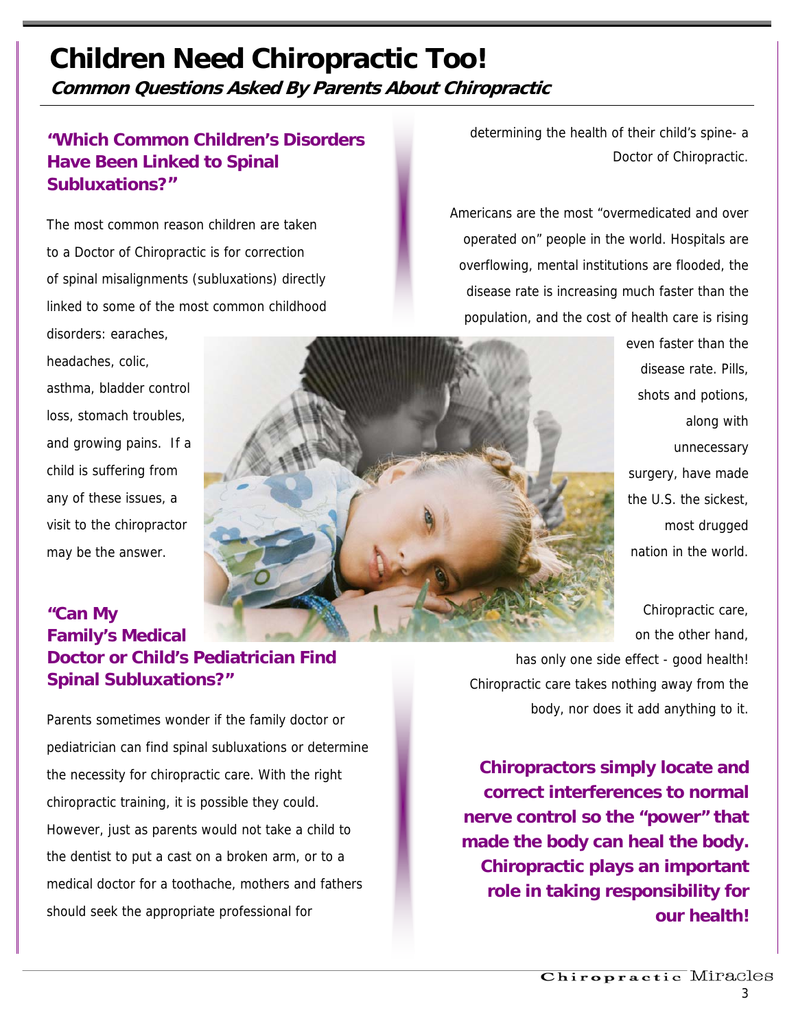# Children Need Chiropractic Too!

**Common Questions Asked By Parents About Chiropractic**

## "Which Common Children's Disorders Have Been Linked to Spinal Subluxations?"

The most common reason children are taken to a Doctor of Chiropractic is for correction of spinal misalignments (subluxations) directly linked to some of the most common childhood disorders: earaches, headaches, colic, asthma, bladder control loss, stomach troubles, and growing pains. If a child is suffering from any of these issues, a visit to the chiropractor may be the answer.

## "Can My Family's Medical Doctor or Child's Pediatrician Find Spinal Subluxations?"

Parents sometimes wonder if the family doctor or pediatrician can find spinal subluxations or determine the necessity for chiropractic care. With the right chiropractic training, it is possible they could. However, just as parents would not take a child to the dentist to put a cast on a broken arm, or to a medical doctor for a toothache, mothers and fathers should seek the appropriate professional for determining the health of their child's spine- a Doctor of Chiropractic.

Americans are the most "overmedicated and over operated on" people in the world. Hospitals are overflowing, mental institutions are flooded, the disease rate is increasing much faster than the population, and the cost of health care is rising even faster than the disease rate. Pills, shots and potions, along with unnecessary surgery, have made the U.S. the sickest, most drugged nation in the world.

Chiropractic care, on the other hand, has only one side effect - good health! Chiropractic care takes nothing away from the body, nor does it add anything to it.

**Chiropractors simply locate and correct interferences to normal nerve control so the "power" that made the body can heal the body. Chiropractic plays an important role in taking responsibility for our health!**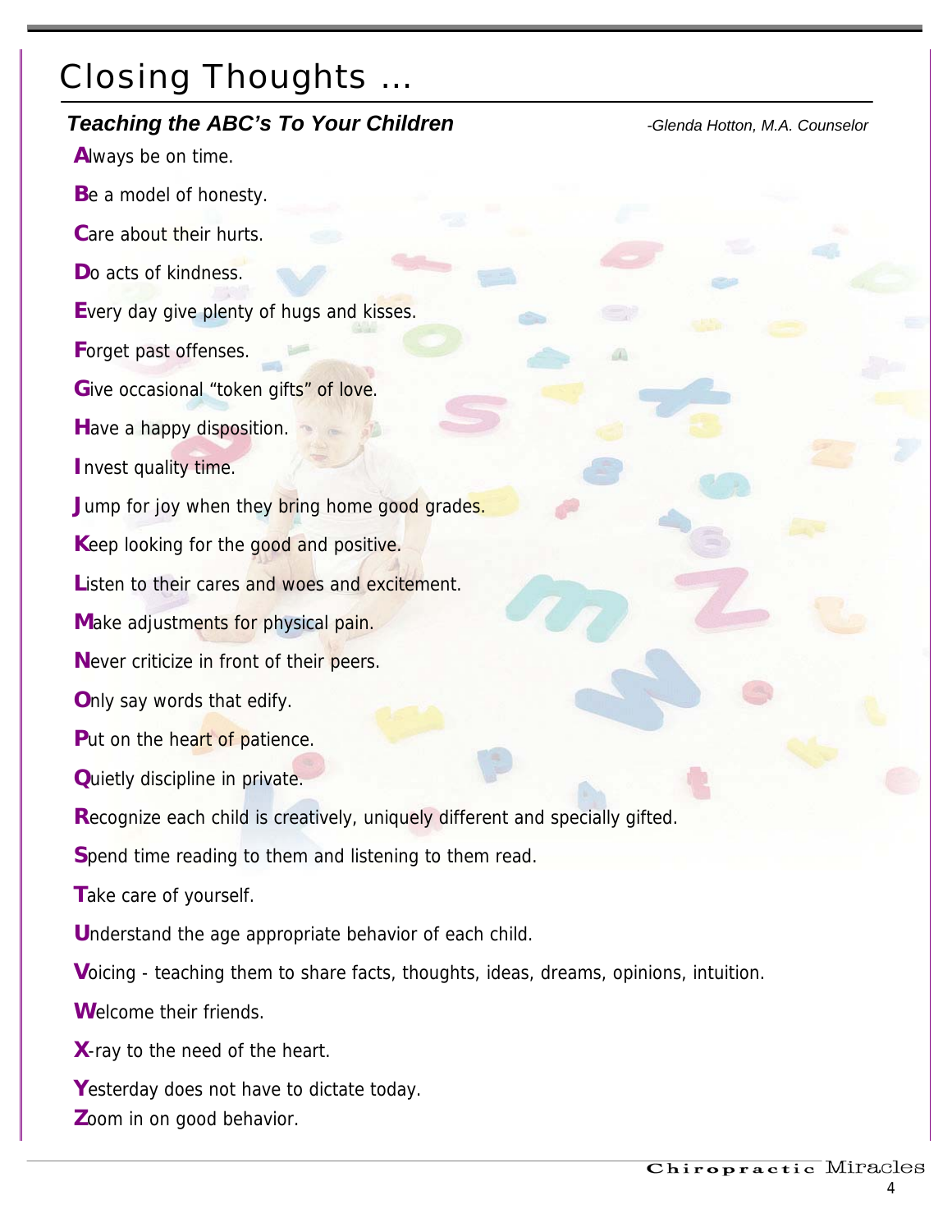# Closing Thoughts …

### *Teaching the ABC's To Your Children*

*-Glenda Hotton, M.A. Counselor*

**A**lways be on time.

**B**e a model of honesty.

**C**are about their hurts.

**D**o acts of kindness.

**E**very day give plenty of hugs and kisses.

**F**orget past offenses.

**G**ive occasional "token gifts" of love.

**H**ave a happy disposition.

**I**nvest quality time.

**J**ump for joy when they bring home good grades.

**K**eep looking for the good and positive.

**L**isten to their cares and woes and excitement.

**M**ake adjustments for physical pain.

**N**ever criticize in front of their peers.

**O**nly say words that edify.

**P**ut on the heart of patience.

**Q**uietly discipline in private.

**R**ecognize each child is creatively, uniquely different and specially gifted.

**S**pend time reading to them and listening to them read.

**T**ake care of yourself.

**U**nderstand the age appropriate behavior of each child.

**V**oicing - teaching them to share facts, thoughts, ideas, dreams, opinions, intuition.

**W**elcome their friends.

**X**-ray to the need of the heart.

**Y**esterday does not have to dictate today.

**Z**oom in on good behavior.